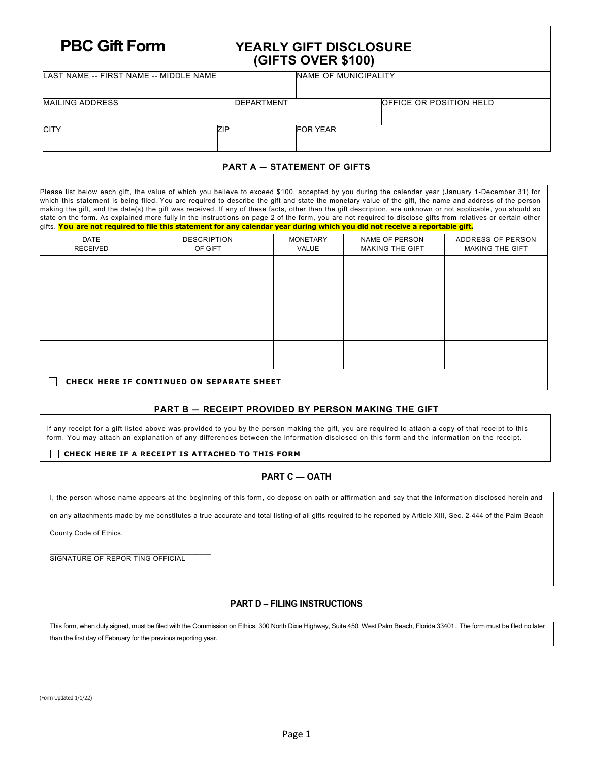# PBC Gift Form

## YEARLY GIFT DISCLOSURE (GIFTS OVER $100)

| LAST NAME -- FIRST NAME -- MIDDLE NAME | | NAME OF MUNICIPALITY |
|---|---|---|
| | | |

| MAILING ADDRESS | DEPARTMENT | OFFICE OR POSITION HELD |
|---|---|---|
| | | |

| CITY | ZIP | FOR YEAR |
|---|---|---|
| | | |

### PART A — STATEMENT OF GIFTS

Please list below each gift, the value of which you believe to exceed $100, accepted by you during the calendar year (January 1-December 31) for which this statement is being filed. You are required to describe the gift and state the monetary value of the gift, the name and address of the person making the gift, and the date(s) the gift was received. If any of these facts, other than the gift description, are unknown or not applicable, you should so state on the form. As explained more fully in the instructions on page 2 of the form, you are not required to disclose gifts from relatives or certain other gifts. **You are not required to file this statement for any calendar year during which you did not receive a reportable gift.**

| DATE RECEIVED | DESCRIPTION OF GIFT | MONETARY VALUE | NAME OF PERSON MAKING THE GIFT | ADDRESS OF PERSON MAKING THE GIFT |
|---|---|---|---|---|
| | | | | |
| | | | | |
| | | | | |
| | | | | |

☐ **CHECK HERE IF CONTINUED ON SEPARATE SHEET**

### PART B — RECEIPT PROVIDED BY PERSON MAKING THE GIFT

If any receipt for a gift listed above was provided to you by the person making the gift, you are required to attach a copy of that receipt to this form. You may attach an explanation of any differences between the information disclosed on this form and the information on the receipt.

☐ **CHECK HERE IF A RECEIPT IS ATTACHED TO THIS FORM**

### PART C — OATH

I, the person whose name appears at the beginning of this form, do depose on oath or affirmation and say that the information disclosed herein and on any attachments made by me constitutes a true accurate and total listing of all gifts required to he reported by Article XIII, Sec. 2-444 of the Palm Beach County Code of Ethics.

\_\_\_\_\_\_\_\_\_\_\_\_\_\_\_\_\_\_\_\_\_\_\_\_\_\_\_\_\_\_\_\_\_\_\_\_\_\_\_\_

SIGNATURE OF REPOR TING OFFICIAL

### PART D – FILING INSTRUCTIONS

This form, when duly signed, must be filed with the Commission on Ethics, 300 North Dixie Highway, Suite 450, West Palm Beach, Florida 33401. The form must be filed no later than the first day of February for the previous reporting year.

(Form Updated 1/1/22)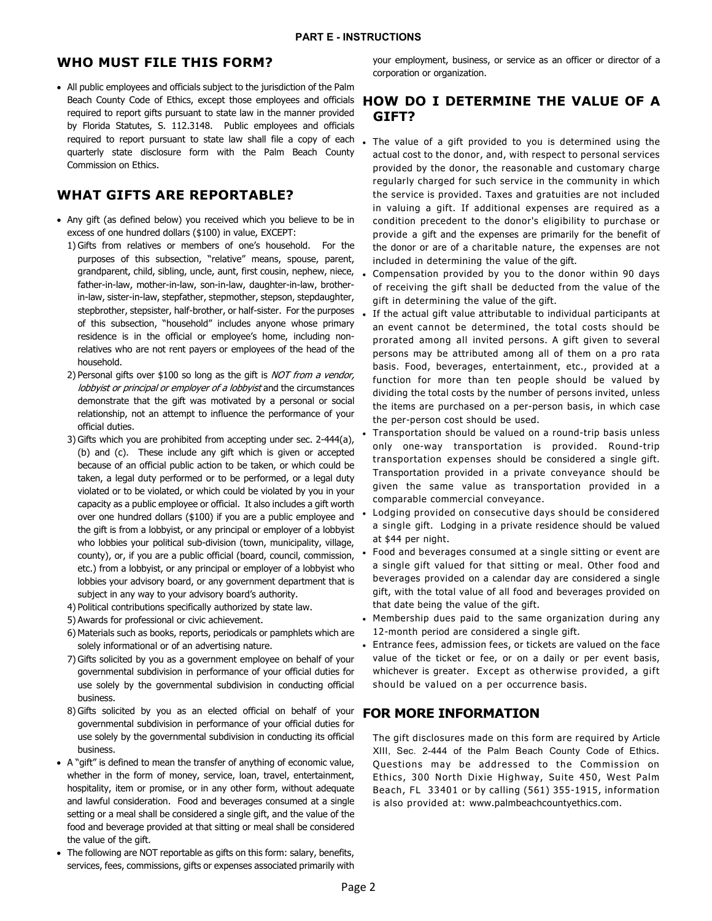## PART E - INSTRUCTIONS

## WHO MUST FILE THIS FORM?

- All public employees and officials subject to the jurisdiction of the Palm Beach County Code of Ethics, except those employees and officials required to report gifts pursuant to state law in the manner provided by Florida Statutes, S. 112.3148. Public employees and officials required to report pursuant to state law shall file a copy of each quarterly state disclosure form with the Palm Beach County Commission on Ethics.

## WHAT GIFTS ARE REPORTABLE?

- Any gift (as defined below) you received which you believe to be in excess of one hundred dollars ($100) in value, EXCEPT:
  1) Gifts from relatives or members of one's household. For the purposes of this subsection, "relative" means, spouse, parent, grandparent, child, sibling, uncle, aunt, first cousin, nephew, niece, father-in-law, mother-in-law, son-in-law, daughter-in-law, brother-in-law, sister-in-law, stepfather, stepmother, stepson, stepdaughter, stepbrother, stepsister, half-brother, or half-sister. For the purposes of this subsection, "household" includes anyone whose primary residence is in the official or employee's home, including non-relatives who are not rent payers or employees of the head of the household.
  2) Personal gifts over $100 so long as the gift is *NOT from a vendor, lobbyist or principal or employer of a lobbyist* and the circumstances demonstrate that the gift was motivated by a personal or social relationship, not an attempt to influence the performance of your official duties.
  3) Gifts which you are prohibited from accepting under sec. 2-444(a), (b) and (c). These include any gift which is given or accepted because of an official public action to be taken, or which could be taken, a legal duty performed or to be performed, or a legal duty violated or to be violated, or which could be violated by you in your capacity as a public employee or official. It also includes a gift worth over one hundred dollars ($100) if you are a public employee and the gift is from a lobbyist, or any principal or employer of a lobbyist who lobbies your political sub-division (town, municipality, village, county), or, if you are a public official (board, council, commission, etc.) from a lobbyist, or any principal or employer of a lobbyist who lobbies your advisory board, or any government department that is subject in any way to your advisory board's authority.
  4) Political contributions specifically authorized by state law.
  5) Awards for professional or civic achievement.
  6) Materials such as books, reports, periodicals or pamphlets which are solely informational or of an advertising nature.
  7) Gifts solicited by you as a government employee on behalf of your governmental subdivision in performance of your official duties for use solely by the governmental subdivision in conducting official business.
  8) Gifts solicited by you as an elected official on behalf of your governmental subdivision in performance of your official duties for use solely by the governmental subdivision in conducting its official business.
- A "gift" is defined to mean the transfer of anything of economic value, whether in the form of money, service, loan, travel, entertainment, hospitality, item or promise, or in any other form, without adequate and lawful consideration. Food and beverages consumed at a single setting or a meal shall be considered a single gift, and the value of the food and beverage provided at that sitting or meal shall be considered the value of the gift.
- The following are NOT reportable as gifts on this form: salary, benefits, services, fees, commissions, gifts or expenses associated primarily with your employment, business, or service as an officer or director of a corporation or organization.

## HOW DO I DETERMINE THE VALUE OF A GIFT?

- The value of a gift provided to you is determined using the actual cost to the donor, and, with respect to personal services provided by the donor, the reasonable and customary charge regularly charged for such service in the community in which the service is provided. Taxes and gratuities are not included in valuing a gift. If additional expenses are required as a condition precedent to the donor's eligibility to purchase or provide a gift and the expenses are primarily for the benefit of the donor or are of a charitable nature, the expenses are not included in determining the value of the gift.
- Compensation provided by you to the donor within 90 days of receiving the gift shall be deducted from the value of the gift in determining the value of the gift.
- If the actual gift value attributable to individual participants at an event cannot be determined, the total costs should be prorated among all invited persons. A gift given to several persons may be attributed among all of them on a pro rata basis. Food, beverages, entertainment, etc., provided at a function for more than ten people should be valued by dividing the total costs by the number of persons invited, unless the items are purchased on a per-person basis, in which case the per-person cost should be used.
- Transportation should be valued on a round-trip basis unless only one-way transportation is provided. Round-trip transportation expenses should be considered a single gift. Transportation provided in a private conveyance should be given the same value as transportation provided in a comparable commercial conveyance.
- Lodging provided on consecutive days should be considered a single gift. Lodging in a private residence should be valued at $44 per night.
- Food and beverages consumed at a single sitting or event are a single gift valued for that sitting or meal. Other food and beverages provided on a calendar day are considered a single gift, with the total value of all food and beverages provided on that date being the value of the gift.
- Membership dues paid to the same organization during any 12-month period are considered a single gift.
- Entrance fees, admission fees, or tickets are valued on the face value of the ticket or fee, or on a daily or per event basis, whichever is greater. Except as otherwise provided, a gift should be valued on a per occurrence basis.

## FOR MORE INFORMATION

The gift disclosures made on this form are required by Article XIII, Sec. 2-444 of the Palm Beach County Code of Ethics. Questions may be addressed to the Commission on Ethics, 300 North Dixie Highway, Suite 450, West Palm Beach, FL 33401 or by calling (561) 355-1915, information is also provided at: www.palmbeachcountyethics.com.